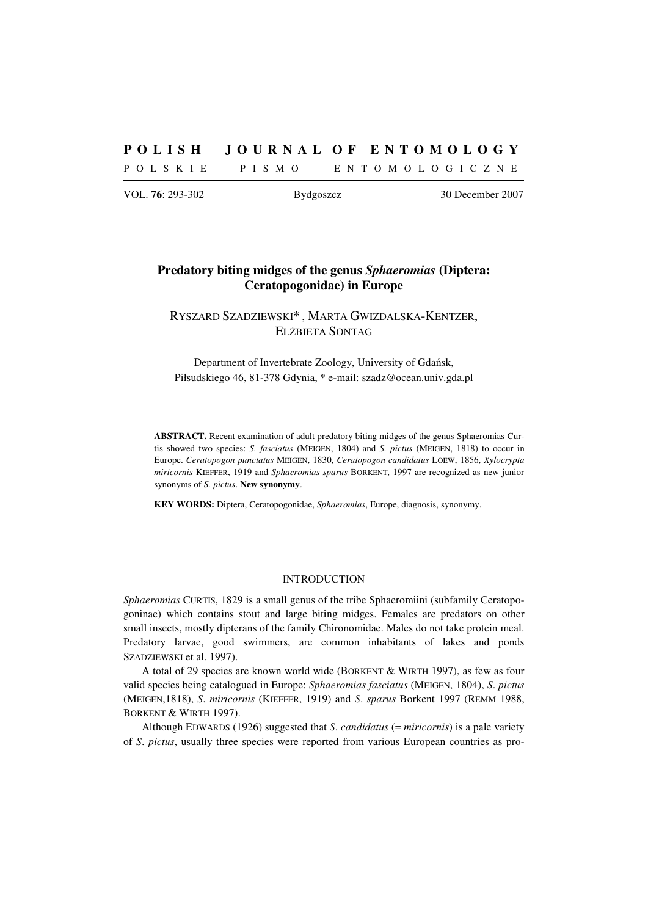# POLISH JOURNAL OF ENTOMOLOGY

POLSKIE PISMO ENTOMOLOGICZNE

VOL. **76**: 293-302 Bydgoszcz 30 December 2007

## Predatory biting midges of the genus *Sphaeromias* (Diptera: Ceratopogonidae) in Europe

RYSZARD SZADZIEWSKI*, MARTA GWIZDALSKA-KENTZER, ELŻBIETA SONTAG

Department of Invertebrate Zoology, University of Gdańsk, Piłsudskiego 46, 81-378 Gdynia, * e-mail: szadz@ocean.univ.gda.pl

**ABSTRACT.** Recent examination of adult predatory biting midges of the genus Sphaeromias Curtis showed two species: *S. fasciatus* (MEIGEN, 1804) and *S. pictus* (MEIGEN, 1818) to occur in Europe. *Ceratopogon punctatus* MEIGEN, 1830, *Ceratopogon candidatus* LOEW, 1856, *Xylocrypta miricornis* KIEFFER, 1919 and *Sphaeromias sparus* BORKENT, 1997 are recognized as new junior synonyms of *S. pictus*. **New synonymy**.

**KEY WORDS:** Diptera, Ceratopogonidae, *Sphaeromias*, Europe, diagnosis, synonymy.

---

## INTRODUCTION

*Sphaeromias* CURTIS, 1829 is a small genus of the tribe Sphaeromiini (subfamily Ceratopogoninae) which contains stout and large biting midges. Females are predators on other small insects, mostly dipterans of the family Chironomidae. Males do not take protein meal. Predatory larvae, good swimmers, are common inhabitants of lakes and ponds SZADZIEWSKI et al. 1997).

A total of 29 species are known world wide (BORKENT & WIRTH 1997), as few as four valid species being catalogued in Europe: *Sphaeromias fasciatus* (MEIGEN, 1804), *S. pictus* (MEIGEN,1818), *S. miricornis* (KIEFFER, 1919) and *S. sparus* Borkent 1997 (REMM 1988, BORKENT & WIRTH 1997).

Although EDWARDS (1926) suggested that *S. candidatus* (= *miricornis*) is a pale variety of *S. pictus*, usually three species were reported from various European countries as pro-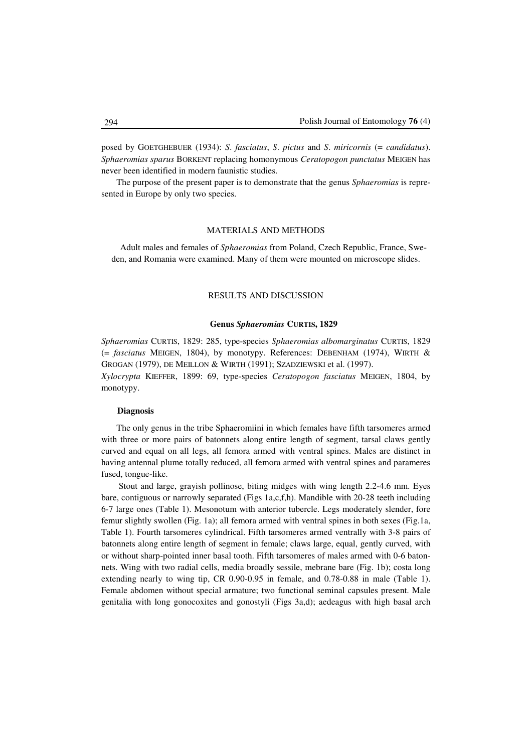posed by GOETGHEBUER (1934): *S. fasciatus*, *S. pictus* and *S. miricornis* (= *candidatus*). *Sphaeromias sparus* BORKENT replacing homonymous *Ceratopogon punctatus* MEIGEN has never been identified in modern faunistic studies.

The purpose of the present paper is to demonstrate that the genus *Sphaeromias* is represented in Europe by only two species.

## MATERIALS AND METHODS

Adult males and females of *Sphaeromias* from Poland, Czech Republic, France, Sweden, and Romania were examined. Many of them were mounted on microscope slides.

## RESULTS AND DISCUSSION

### Genus *Sphaeromias* CURTIS, 1829

*Sphaeromias* CURTIS, 1829: 285, type-species *Sphaeromias albomarginatus* CURTIS, 1829 (= *fasciatus* MEIGEN, 1804), by monotypy. References: DEBENHAM (1974), WIRTH & GROGAN (1979), DE MEILLON & WIRTH (1991); SZADZIEWSKI et al. (1997).

*Xylocrypta* KIEFFER, 1899: 69, type-species *Ceratopogon fasciatus* MEIGEN, 1804, by monotypy.

#### Diagnosis

The only genus in the tribe Sphaeromiini in which females have fifth tarsomeres armed with three or more pairs of batonnets along entire length of segment, tarsal claws gently curved and equal on all legs, all femora armed with ventral spines. Males are distinct in having antennal plume totally reduced, all femora armed with ventral spines and parameres fused, tongue-like.

Stout and large, grayish pollinose, biting midges with wing length 2.2-4.6 mm. Eyes bare, contiguous or narrowly separated (Figs 1a,c,f,h). Mandible with 20-28 teeth including 6-7 large ones (Table 1). Mesonotum with anterior tubercle. Legs moderately slender, fore femur slightly swollen (Fig. 1a); all femora armed with ventral spines in both sexes (Fig.1a, Table 1). Fourth tarsomeres cylindrical. Fifth tarsomeres armed ventrally with 3-8 pairs of batonnets along entire length of segment in female; claws large, equal, gently curved, with or without sharp-pointed inner basal tooth. Fifth tarsomeres of males armed with 0-6 batonnets. Wing with two radial cells, media broadly sessile, mebrane bare (Fig. 1b); costa long extending nearly to wing tip, CR 0.90-0.95 in female, and 0.78-0.88 in male (Table 1). Female abdomen without special armature; two functional seminal capsules present. Male genitalia with long gonocoxites and gonostyli (Figs 3a,d); aedeagus with high basal arch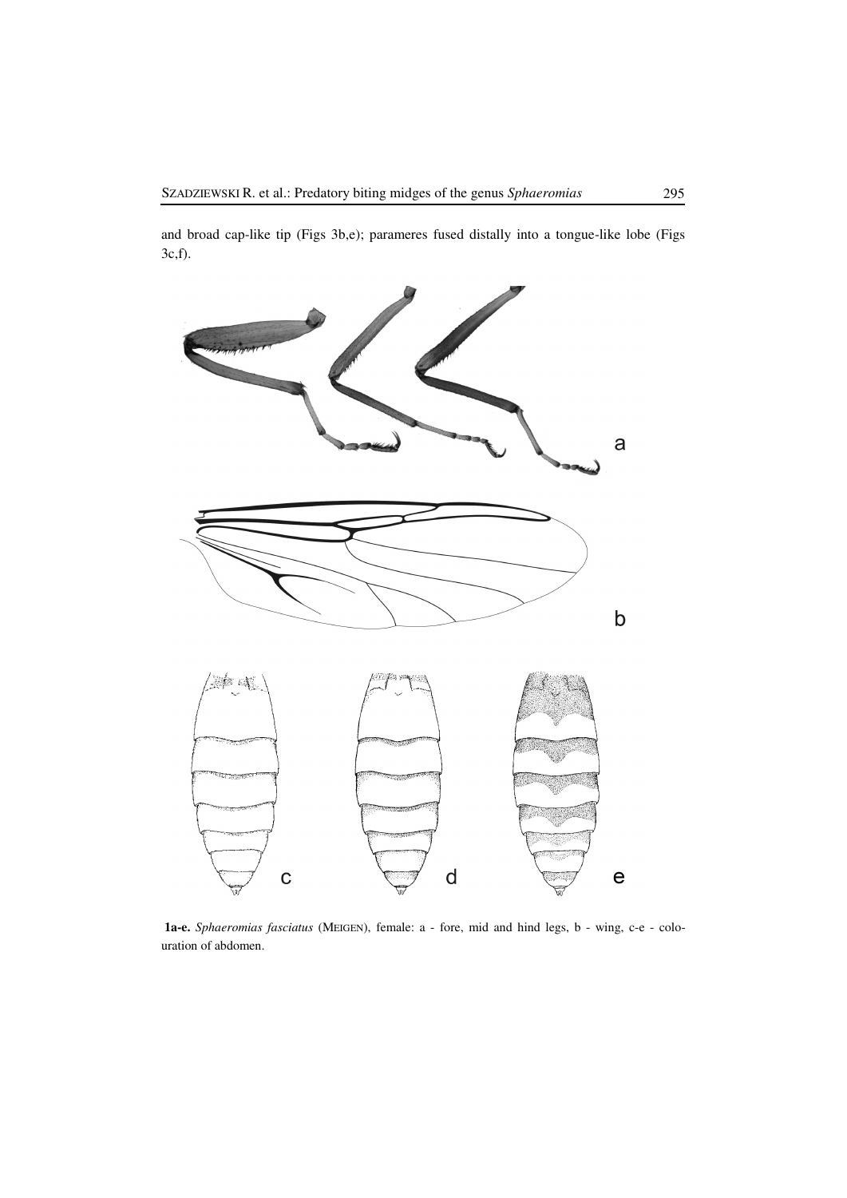and broad cap-like tip (Figs 3b,e); parameres fused distally into a tongue-like lobe (Figs 3c,f).

**1a-e.** *Sphaeromias fasciatus* (MEIGEN), female: a - fore, mid and hind legs, b - wing, c-e - colouration of abdomen.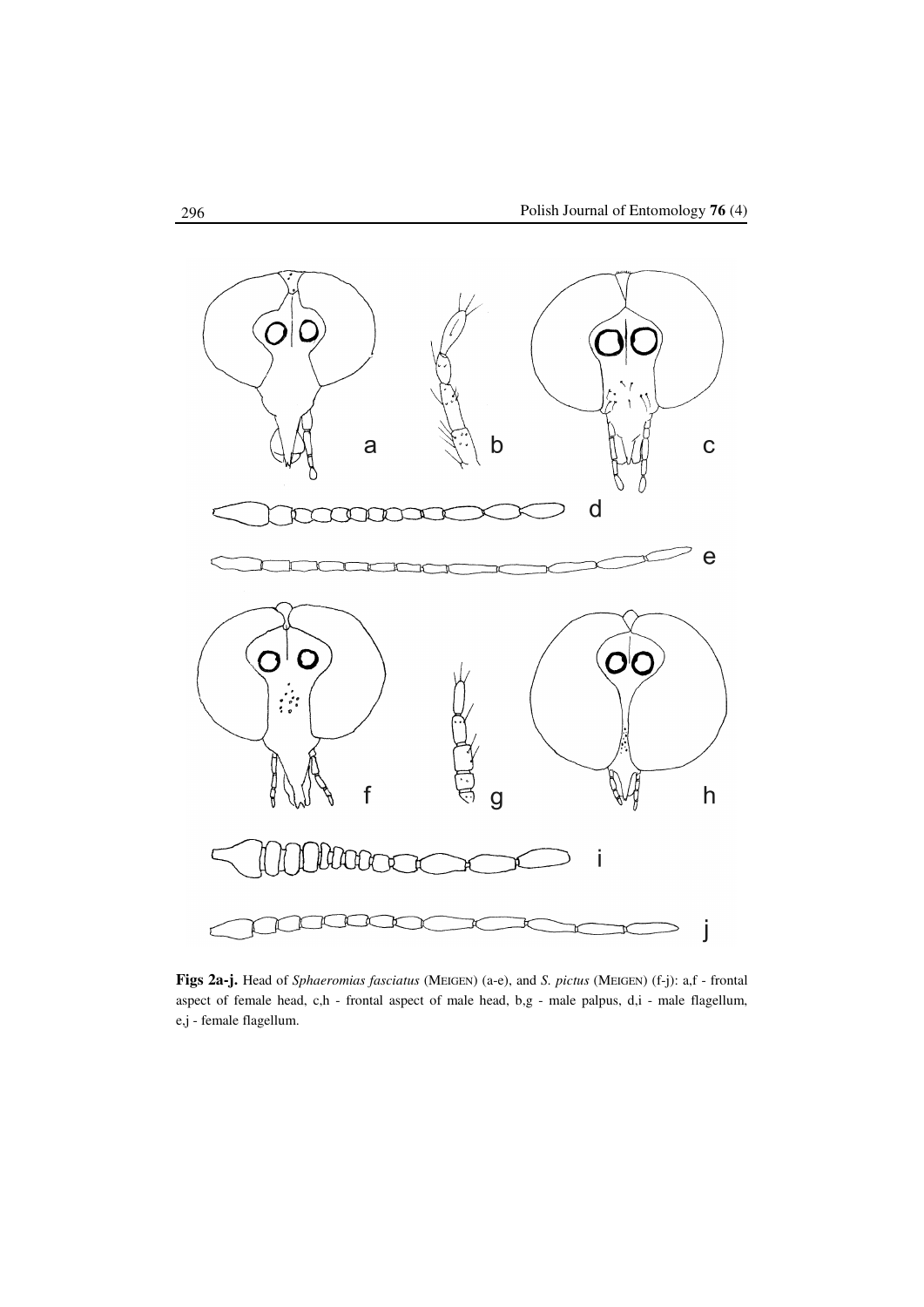**Figs 2a-j.** Head of *Sphaeromias fasciatus* (MEIGEN) (a-e), and *S. pictus* (MEIGEN) (f-j): a,f - frontal aspect of female head, c,h - frontal aspect of male head, b,g - male palpus, d,i - male flagellum, e,j - female flagellum.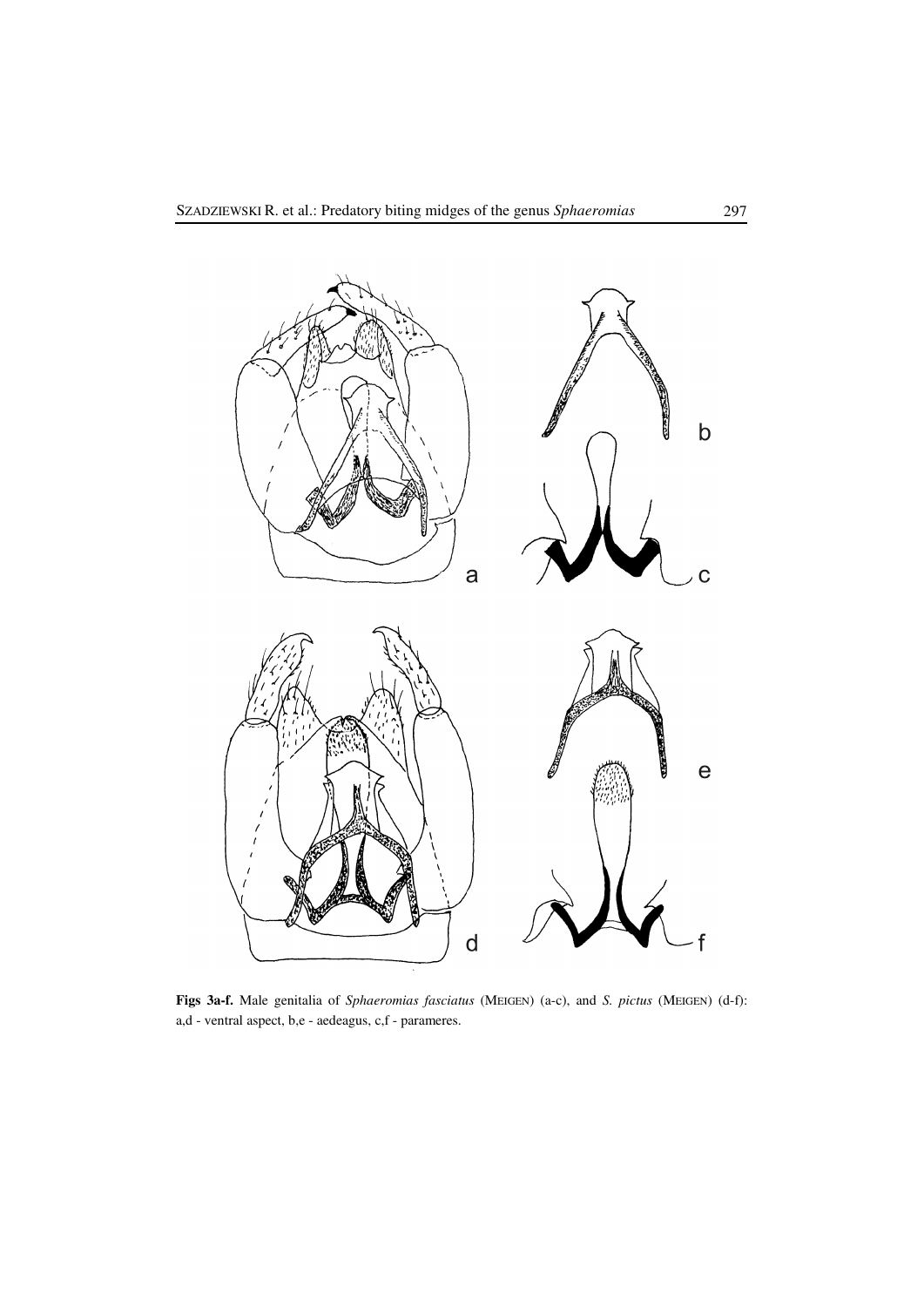**Figs 3a-f.** Male genitalia of *Sphaeromias fasciatus* (MEIGEN) (a-c), and *S. pictus* (MEIGEN) (d-f): a,d - ventral aspect, b,e - aedeagus, c,f - parameres.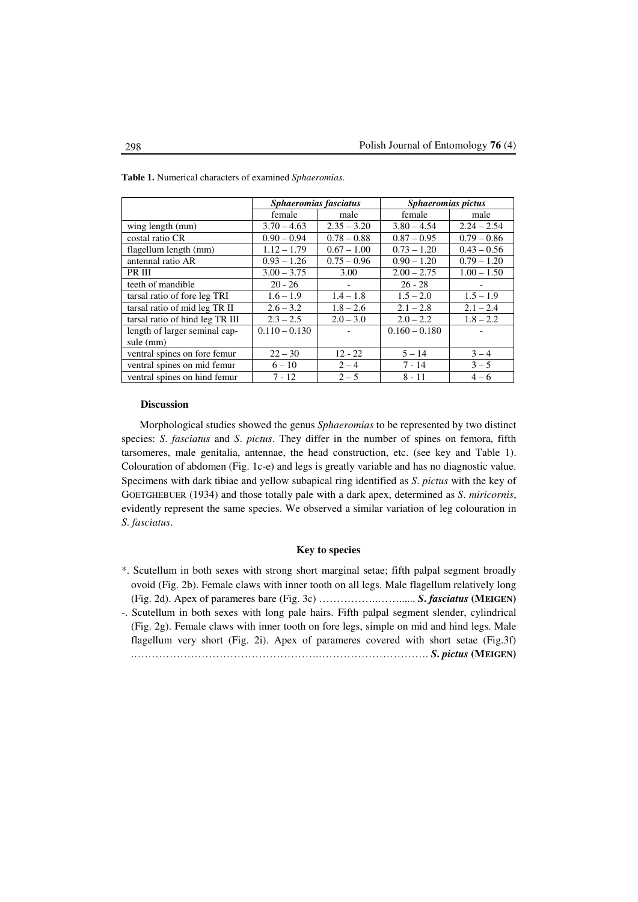**Table 1.** Numerical characters of examined *Sphaeromias*.

| | ***Sphaeromias fasciatus*** | | ***Sphaeromias pictus*** | |
|---|---|---|---|---|
| | female | male | female | male |
| wing length (mm) | 3.70 – 4.63 | 2.35 – 3.20 | 3.80 – 4.54 | 2.24 – 2.54 |
| costal ratio CR | 0.90 – 0.94 | 0.78 – 0.88 | 0.87 – 0.95 | 0.79 – 0.86 |
| flagellum length (mm) | 1.12 – 1.79 | 0.67 – 1.00 | 0.73 – 1.20 | 0.43 – 0.56 |
| antennal ratio AR | 0.93 – 1.26 | 0.75 – 0.96 | 0.90 – 1.20 | 0.79 – 1.20 |
| PR III | 3.00 – 3.75 | 3.00 | 2.00 – 2.75 | 1.00 – 1.50 |
| teeth of mandible | 20 - 26 | - | 26 - 28 | - |
| tarsal ratio of fore leg TRI | 1.6 – 1.9 | 1.4 – 1.8 | 1.5 – 2.0 | 1.5 – 1.9 |
| tarsal ratio of mid leg TR II | 2.6 – 3.2 | 1.8 – 2.6 | 2.1 – 2.8 | 2.1 – 2.4 |
| tarsal ratio of hind leg TR III | 2.3 – 2.5 | 2.0 – 3.0 | 2.0 – 2.2 | 1.8 – 2.2 |
| length of larger seminal capsule (mm) | 0.110 – 0.130 | - | 0.160 – 0.180 | - |
| ventral spines on fore femur | 22 – 30 | 12 - 22 | 5 – 14 | 3 – 4 |
| ventral spines on mid femur | 6 – 10 | 2 – 4 | 7 - 14 | 3 – 5 |
| ventral spines on hind femur | 7 - 12 | 2 – 5 | 8 - 11 | 4 – 6 |

## Discussion

Morphological studies showed the genus *Sphaeromias* to be represented by two distinct species: *S. fasciatus* and *S. pictus*. They differ in the number of spines on femora, fifth tarsomeres, male genitalia, antennae, the head construction, etc. (see key and Table 1). Colouration of abdomen (Fig. 1c-e) and legs is greatly variable and has no diagnostic value. Specimens with dark tibiae and yellow subapical ring identified as *S. pictus* with the key of GOETGHEBUER (1934) and those totally pale with a dark apex, determined as *S. miricornis*, evidently represent the same species. We observed a similar variation of leg colouration in *S. fasciatus*.

## Key to species

*. Scutellum in both sexes with strong short marginal setae; fifth palpal segment broadly ovoid (Fig. 2b). Female claws with inner tooth on all legs. Male flagellum relatively long (Fig. 2d). Apex of parameres bare (Fig. 3c) ……………..……..... ***S. fasciatus* (MEIGEN)**

-. Scutellum in both sexes with long pale hairs. Fifth palpal segment slender, cylindrical (Fig. 2g). Female claws with inner tooth on fore legs, simple on mid and hind legs. Male flagellum very short (Fig. 2i). Apex of parameres covered with short setae (Fig.3f) ……………………………………………..…………………………. ***S. pictus* (MEIGEN)**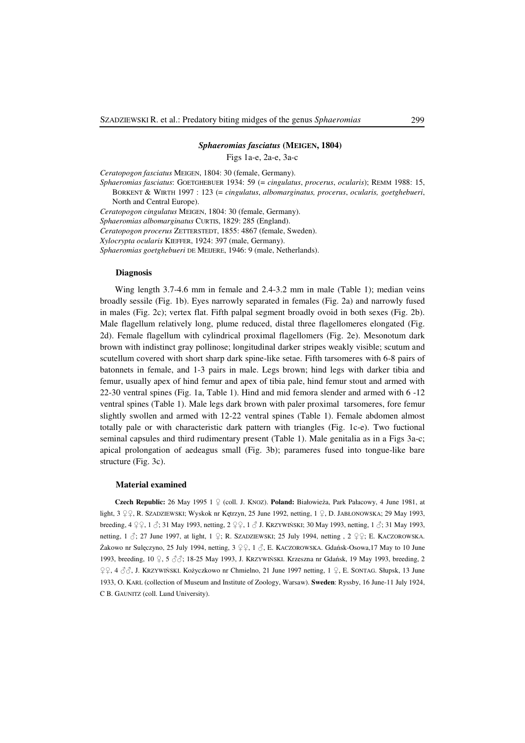### *Sphaeromias fasciatus* (MEIGEN, 1804)

Figs 1a-e, 2a-e, 3a-c

*Ceratopogon fasciatus* MEIGEN, 1804: 30 (female, Germany).

*Sphaeromias fasciatus*: GOETGHEBUER 1934: 59 (= *cingulatus*, *procerus*, *ocularis*); REMM 1988: 15, BORKENT & WIRTH 1997 : 123 (= *cingulatus*, *albomarginatus, procerus*, *ocularis, goetghebueri*, North and Central Europe).

*Ceratopogon cingulatus* MEIGEN, 1804: 30 (female, Germany).

*Sphaeromias albomarginatus* CURTIS, 1829: 285 (England).

*Ceratopogon procerus* ZETTERSTEDT, 1855: 4867 (female, Sweden).

*Xylocrypta ocularis* KIEFFER, 1924: 397 (male, Germany).

*Sphaeromias goetghebueri* DE MEIJERE, 1946: 9 (male, Netherlands).

#### Diagnosis

Wing length 3.7-4.6 mm in female and 2.4-3.2 mm in male (Table 1); median veins broadly sessile (Fig. 1b). Eyes narrowly separated in females (Fig. 2a) and narrowly fused in males (Fig. 2c); vertex flat. Fifth palpal segment broadly ovoid in both sexes (Fig. 2b). Male flagellum relatively long, plume reduced, distal three flagellomeres elongated (Fig. 2d). Female flagellum with cylindrical proximal flagellomers (Fig. 2e). Mesonotum dark brown with indistinct gray pollinose; longitudinal darker stripes weakly visible; scutum and scutellum covered with short sharp dark spine-like setae. Fifth tarsomeres with 6-8 pairs of batonnets in female, and 1-3 pairs in male. Legs brown; hind legs with darker tibia and femur, usually apex of hind femur and apex of tibia pale, hind femur stout and armed with 22-30 ventral spines (Fig. 1a, Table 1). Hind and mid femora slender and armed with 6 -12 ventral spines (Table 1). Male legs dark brown with paler proximal tarsomeres, fore femur slightly swollen and armed with 12-22 ventral spines (Table 1). Female abdomen almost totally pale or with characteristic dark pattern with triangles (Fig. 1c-e). Two fuctional seminal capsules and third rudimentary present (Table 1). Male genitalia as in a Figs 3a-c; apical prolongation of aedeagus small (Fig. 3b); parameres fused into tongue-like bare structure (Fig. 3c).

#### Material examined

**Czech Republic:** 26 May 1995 1 ♀ (coll. J. KNOZ). **Poland:** Białowieża, Park Pałacowy, 4 June 1981, at light, 3 ♀♀, R. SZADZIEWSKI; Wyskok nr Kętrzyn, 25 June 1992, netting, 1 ♀, D. JABŁONOWSKA; 29 May 1993, breeding, 4 ♀♀, 1 ♂; 31 May 1993, netting, 2 ♀♀, 1 ♂ J. KRZYWIŃSKI; 30 May 1993, netting, 1 ♂; 31 May 1993, netting, 1 ♂; 27 June 1997, at light, 1 ♀; R. SZADZIEWSKI; 25 July 1994, netting , 2 ♀♀; E. KACZOROWSKA. Żakowo nr Sulęczyno, 25 July 1994, netting, 3 ♀♀, 1 ♂, E. KACZOROWSKA. Gdańsk-Osowa,17 May to 10 June 1993, breeding, 10 ♀, 5 ♂♂; 18-25 May 1993, J. KRZYWIŃSKI. Krzeszna nr Gdańsk, 19 May 1993, breeding, 2 ♀♀, 4 ♂♂, J. KRZYWIŃSKI. Kożyczkowo nr Chmielno, 21 June 1997 netting, 1 ♀, E. SONTAG. Słupsk, 13 June 1933, O. KARL (collection of Museum and Institute of Zoology, Warsaw). **Sweden**: Ryssby, 16 June-11 July 1924, C B. GAUNITZ (coll. Lund University).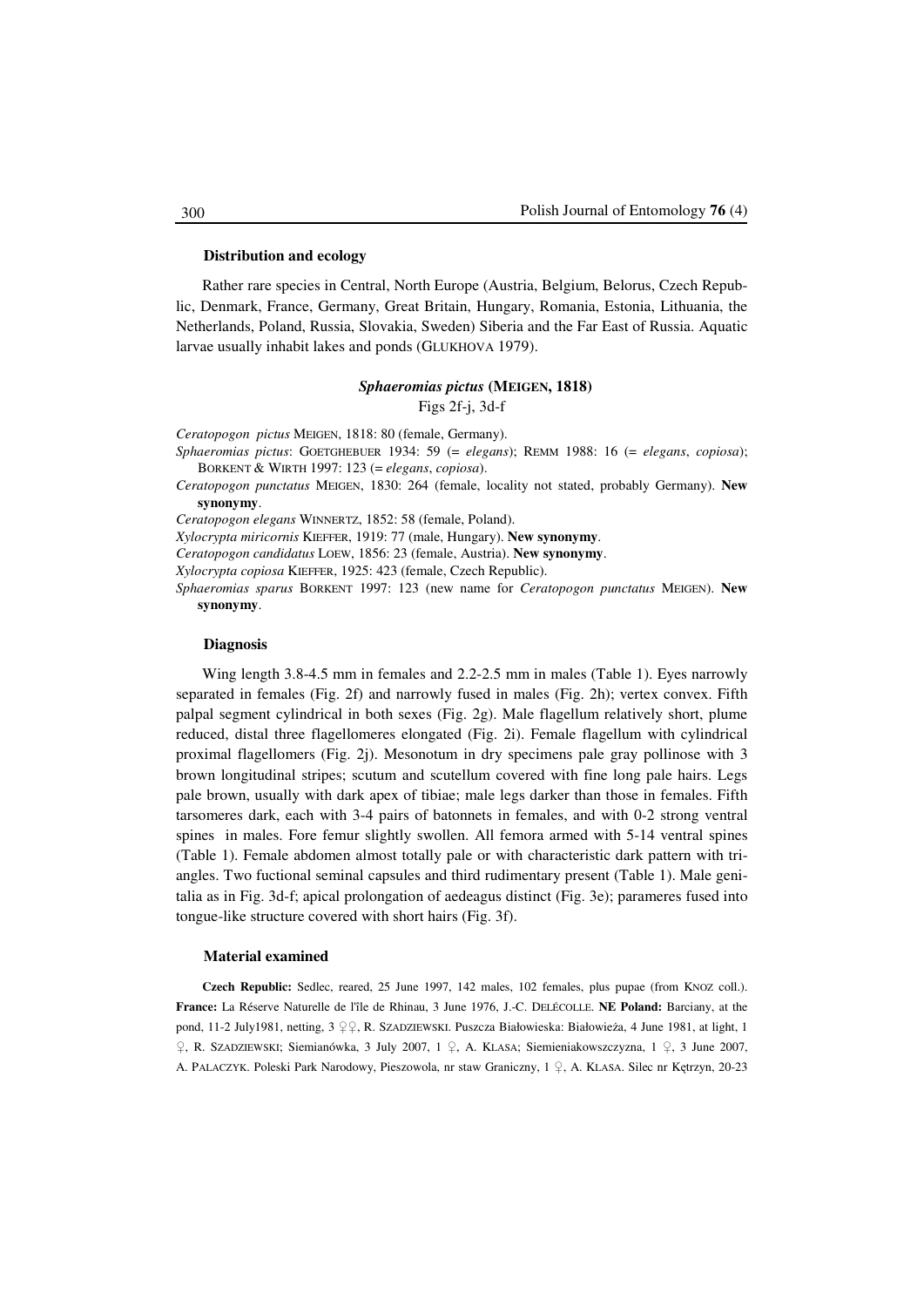### Distribution and ecology

Rather rare species in Central, North Europe (Austria, Belgium, Belorus, Czech Republic, Denmark, France, Germany, Great Britain, Hungary, Romania, Estonia, Lithuania, the Netherlands, Poland, Russia, Slovakia, Sweden) Siberia and the Far East of Russia. Aquatic larvae usually inhabit lakes and ponds (GLUKHOVA 1979).

### *Sphaeromias pictus* (MEIGEN, 1818)

Figs 2f-j, 3d-f

*Ceratopogon pictus* MEIGEN, 1818: 80 (female, Germany).

*Sphaeromias pictus*: GOETGHEBUER 1934: 59 (= *elegans*); REMM 1988: 16 (= *elegans*, *copiosa*); BORKENT & WIRTH 1997: 123 (= *elegans*, *copiosa*).

*Ceratopogon punctatus* MEIGEN, 1830: 264 (female, locality not stated, probably Germany). **New synonymy**.

*Ceratopogon elegans* WINNERTZ, 1852: 58 (female, Poland).

*Xylocrypta miricornis* KIEFFER, 1919: 77 (male, Hungary). **New synonymy**.

*Ceratopogon candidatus* LOEW, 1856: 23 (female, Austria). **New synonymy**.

*Xylocrypta copiosa* KIEFFER, 1925: 423 (female, Czech Republic).

*Sphaeromias sparus* BORKENT 1997: 123 (new name for *Ceratopogon punctatus* MEIGEN). **New synonymy**.

### Diagnosis

Wing length 3.8-4.5 mm in females and 2.2-2.5 mm in males (Table 1). Eyes narrowly separated in females (Fig. 2f) and narrowly fused in males (Fig. 2h); vertex convex. Fifth palpal segment cylindrical in both sexes (Fig. 2g). Male flagellum relatively short, plume reduced, distal three flagellomeres elongated (Fig. 2i). Female flagellum with cylindrical proximal flagellomers (Fig. 2j). Mesonotum in dry specimens pale gray pollinose with 3 brown longitudinal stripes; scutum and scutellum covered with fine long pale hairs. Legs pale brown, usually with dark apex of tibiae; male legs darker than those in females. Fifth tarsomeres dark, each with 3-4 pairs of batonnets in females, and with 0-2 strong ventral spines in males. Fore femur slightly swollen. All femora armed with 5-14 ventral spines (Table 1). Female abdomen almost totally pale or with characteristic dark pattern with triangles. Two fuctional seminal capsules and third rudimentary present (Table 1). Male genitalia as in Fig. 3d-f; apical prolongation of aedeagus distinct (Fig. 3e); parameres fused into tongue-like structure covered with short hairs (Fig. 3f).

### Material examined

**Czech Republic:** Sedlec, reared, 25 June 1997, 142 males, 102 females, plus pupae (from KNOZ coll.). **France:** La Réserve Naturelle de l'île de Rhinau, 3 June 1976, J.-C. DELÉCOLLE. **NE Poland:** Barciany, at the pond, 11-2 July1981, netting, 3 ♀♀, R. SZADZIEWSKI. Puszcza Białowieska: Białowieża, 4 June 1981, at light, 1 ♀, R. SZADZIEWSKI; Siemianówka, 3 July 2007, 1 ♀, A. KLASA; Siemieniakowszczyzna, 1 ♀, 3 June 2007, A. PALACZYK. Poleski Park Narodowy, Pieszowola, nr staw Graniczny, 1 ♀, A. KLASA. Silec nr Kętrzyn, 20-23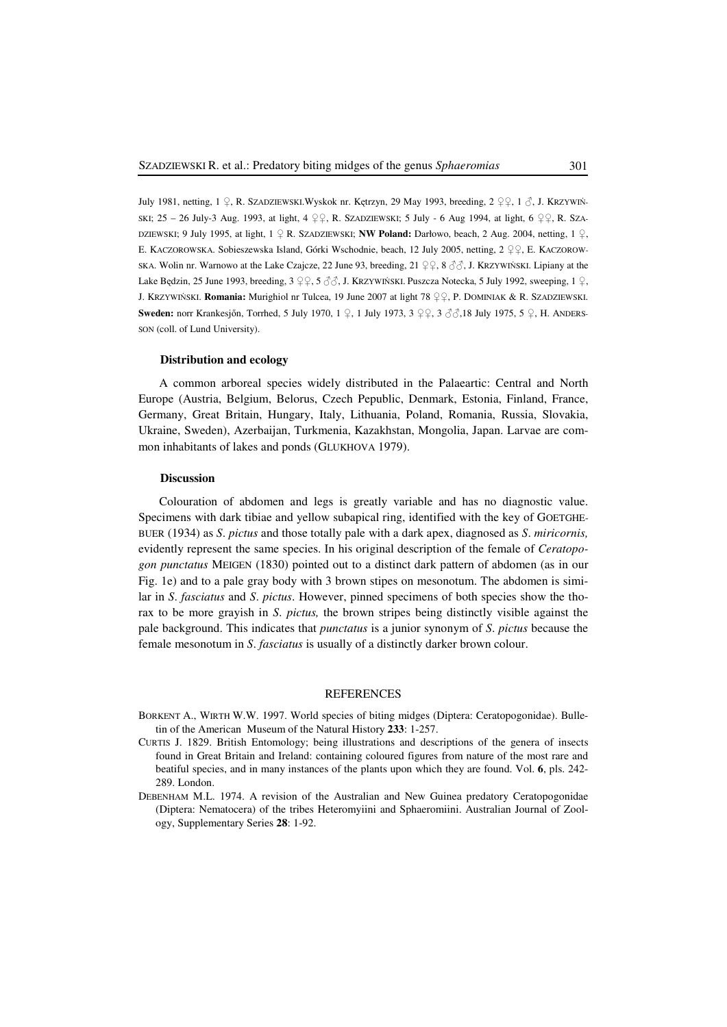July 1981, netting, 1 ♀, R. SZADZIEWSKI.Wyskok nr. Kętrzyn, 29 May 1993, breeding, 2 ♀♀, 1 ♂, J. KRZYWIŃSKI; 25 – 26 July-3 Aug. 1993, at light, 4 ♀♀, R. SZADZIEWSKI; 5 July - 6 Aug 1994, at light, 6 ♀♀, R. SZADZIEWSKI; 9 July 1995, at light, 1 ♀ R. SZADZIEWSKI; **NW Poland:** Darłowo, beach, 2 Aug. 2004, netting, 1 ♀, E. KACZOROWSKA. Sobieszewska Island, Górki Wschodnie, beach, 12 July 2005, netting, 2 ♀♀, E. KACZOROWSKA. Wolin nr. Warnowo at the Lake Czajcze, 22 June 93, breeding, 21 ♀♀, 8 ♂♂, J. KRZYWIŃSKI. Lipiany at the Lake Będzin, 25 June 1993, breeding, 3 ♀♀, 5 ♂♂, J. KRZYWIŃSKI. Puszcza Notecka, 5 July 1992, sweeping, 1 ♀, J. KRZYWIŃSKI. **Romania:** Murighiol nr Tulcea, 19 June 2007 at light 78 ♀♀, P. DOMINIAK & R. SZADZIEWSKI. **Sweden:** norr Krankesjőn, Torrhed, 5 July 1970, 1 ♀, 1 July 1973, 3 ♀♀, 3 ♂♂,18 July 1975, 5 ♀, H. ANDERSSON (coll. of Lund University).

### Distribution and ecology

A common arboreal species widely distributed in the Palaeartic: Central and North Europe (Austria, Belgium, Belorus, Czech Pepublic, Denmark, Estonia, Finland, France, Germany, Great Britain, Hungary, Italy, Lithuania, Poland, Romania, Russia, Slovakia, Ukraine, Sweden), Azerbaijan, Turkmenia, Kazakhstan, Mongolia, Japan. Larvae are common inhabitants of lakes and ponds (GLUKHOVA 1979).

### Discussion

Colouration of abdomen and legs is greatly variable and has no diagnostic value. Specimens with dark tibiae and yellow subapical ring, identified with the key of GOETGHEBUER (1934) as *S. pictus* and those totally pale with a dark apex, diagnosed as *S. miricornis,* evidently represent the same species. In his original description of the female of *Ceratopogon punctatus* MEIGEN (1830) pointed out to a distinct dark pattern of abdomen (as in our Fig. 1e) and to a pale gray body with 3 brown stipes on mesonotum. The abdomen is similar in *S. fasciatus* and *S. pictus*. However, pinned specimens of both species show the thorax to be more grayish in *S. pictus,* the brown stripes being distinctly visible against the pale background. This indicates that *punctatus* is a junior synonym of *S. pictus* because the female mesonotum in *S. fasciatus* is usually of a distinctly darker brown colour.

## REFERENCES

BORKENT A., WIRTH W.W. 1997. World species of biting midges (Diptera: Ceratopogonidae). Bulletin of the American Museum of the Natural History **233**: 1-257.

CURTIS J. 1829. British Entomology; being illustrations and descriptions of the genera of insects found in Great Britain and Ireland: containing coloured figures from nature of the most rare and beatiful species, and in many instances of the plants upon which they are found. Vol. **6**, pls. 242-289. London.

DEBENHAM M.L. 1974. A revision of the Australian and New Guinea predatory Ceratopogonidae (Diptera: Nematocera) of the tribes Heteromyiini and Sphaeromiini. Australian Journal of Zoology, Supplementary Series **28**: 1-92.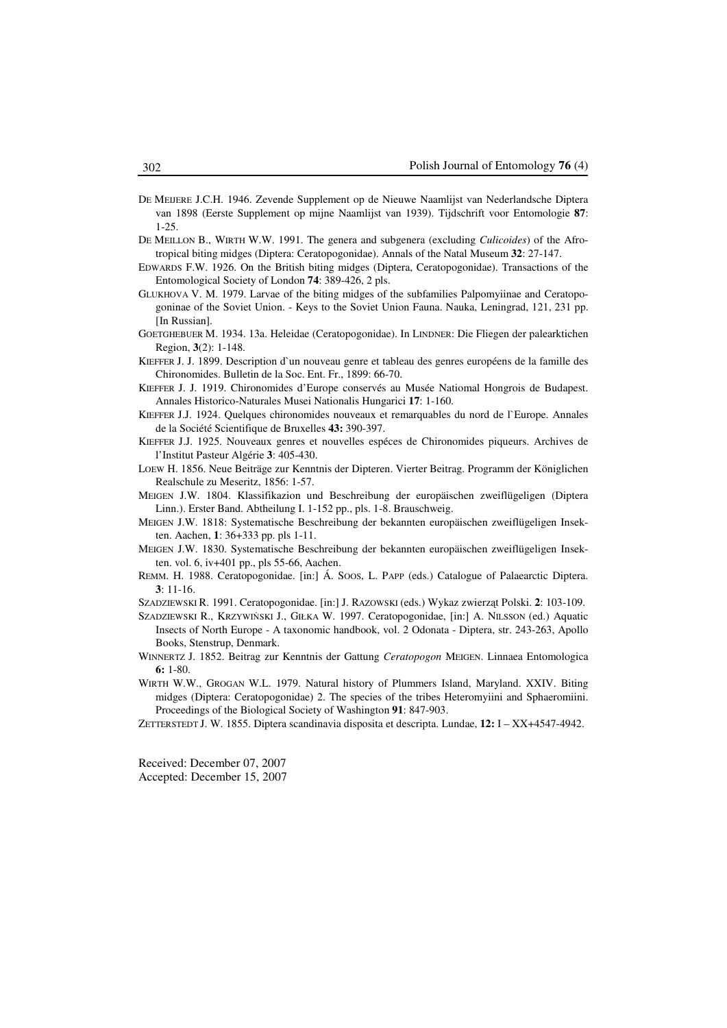DE MEIJERE J.C.H. 1946. Zevende Supplement op de Nieuwe Naamlijst van Nederlandsche Diptera van 1898 (Eerste Supplement op mijne Naamlijst van 1939). Tijdschrift voor Entomologie **87**: 1-25.

DE MEILLON B., WIRTH W.W. 1991. The genera and subgenera (excluding *Culicoides*) of the Afrotropical biting midges (Diptera: Ceratopogonidae). Annals of the Natal Museum **32**: 27-147.

EDWARDS F.W. 1926. On the British biting midges (Diptera, Ceratopogonidae). Transactions of the Entomological Society of London **74**: 389-426, 2 pls.

GLUKHOVA V. M. 1979. Larvae of the biting midges of the subfamilies Palpomyiinae and Ceratopogoninae of the Soviet Union. - Keys to the Soviet Union Fauna. Nauka, Leningrad, 121, 231 pp. [In Russian].

GOETGHEBUER M. 1934. 13a. Heleidae (Ceratopogonidae). In LINDNER: Die Fliegen der palearktichen Region, **3**(2): 1-148.

KIEFFER J. J. 1899. Description d`un nouveau genre et tableau des genres européens de la famille des Chironomides. Bulletin de la Soc. Ent. Fr., 1899: 66-70.

KIEFFER J. J. 1919. Chironomides d'Europe conservés au Musée Natiomal Hongrois de Budapest. Annales Historico-Naturales Musei Nationalis Hungarici **17**: 1-160.

KIEFFER J.J. 1924. Quelques chironomides nouveaux et remarquables du nord de l`Europe. Annales de la Société Scientifique de Bruxelles **43:** 390-397.

KIEFFER J.J. 1925. Nouveaux genres et nouvelles espéces de Chironomides piqueurs. Archives de l'Institut Pasteur Algérie **3**: 405-430.

LOEW H. 1856. Neue Beiträge zur Kenntnis der Dipteren. Vierter Beitrag. Programm der Königlichen Realschule zu Meseritz, 1856: 1-57.

MEIGEN J.W. 1804. Klassifikazion und Beschreibung der europäischen zweiflügeligen (Diptera Linn.). Erster Band. Abtheilung I. 1-152 pp., pls. 1-8. Brauschweig.

MEIGEN J.W. 1818: Systematische Beschreibung der bekannten europäischen zweiflügeligen Insekten. Aachen, **1**: 36+333 pp. pls 1-11.

MEIGEN J.W. 1830. Systematische Beschreibung der bekannten europäischen zweiflügeligen Insekten. vol. 6, iv+401 pp., pls 55-66, Aachen.

REMM. H. 1988. Ceratopogonidae. [in:] Á. SOOS, L. PAPP (eds.) Catalogue of Palaearctic Diptera. **3**: 11-16.

SZADZIEWSKI R. 1991. Ceratopogonidae. [in:] J. RAZOWSKI (eds.) Wykaz zwierząt Polski. **2**: 103-109.

SZADZIEWSKI R., KRZYWIŃSKI J., GIŁKA W. 1997. Ceratopogonidae, [in:] A. NILSSON (ed.) Aquatic Insects of North Europe - A taxonomic handbook, vol. 2 Odonata - Diptera, str. 243-263, Apollo Books, Stenstrup, Denmark.

WINNERTZ J. 1852. Beitrag zur Kenntnis der Gattung *Ceratopogon* MEIGEN. Linnaea Entomologica **6:** 1-80.

WIRTH W.W., GROGAN W.L. 1979. Natural history of Plummers Island, Maryland. XXIV. Biting midges (Diptera: Ceratopogonidae) 2. The species of the tribes Heteromyiini and Sphaeromiini. Proceedings of the Biological Society of Washington **91**: 847-903.

ZETTERSTEDT J. W. 1855. Diptera scandinavia disposita et descripta. Lundae, **12:** I – XX+4547-4942.

Received: December 07, 2007
Accepted: December 15, 2007